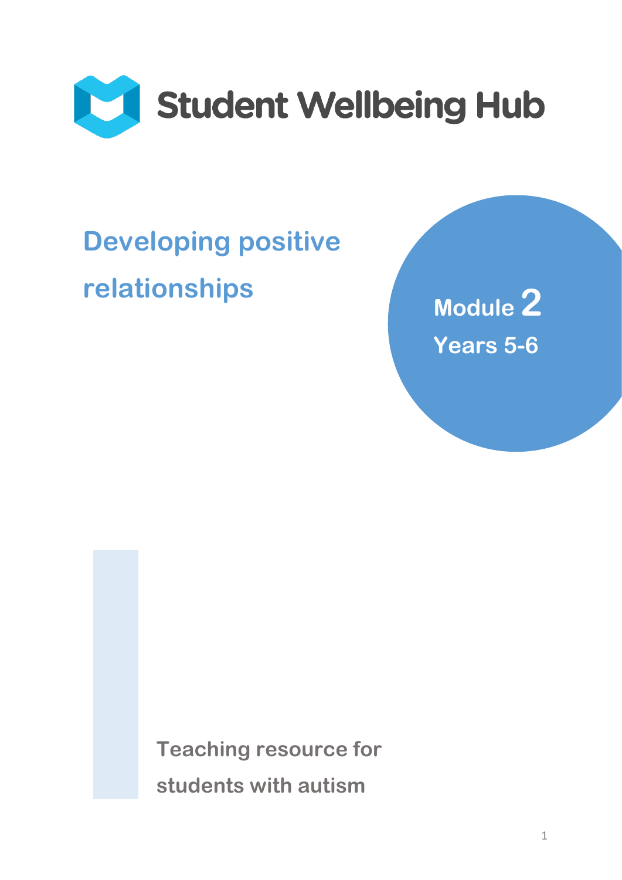# Student Wellbeing Hub

## Developing positive relationships

**Module 2**
**Years 5-6**

**Teaching resource for students with autism**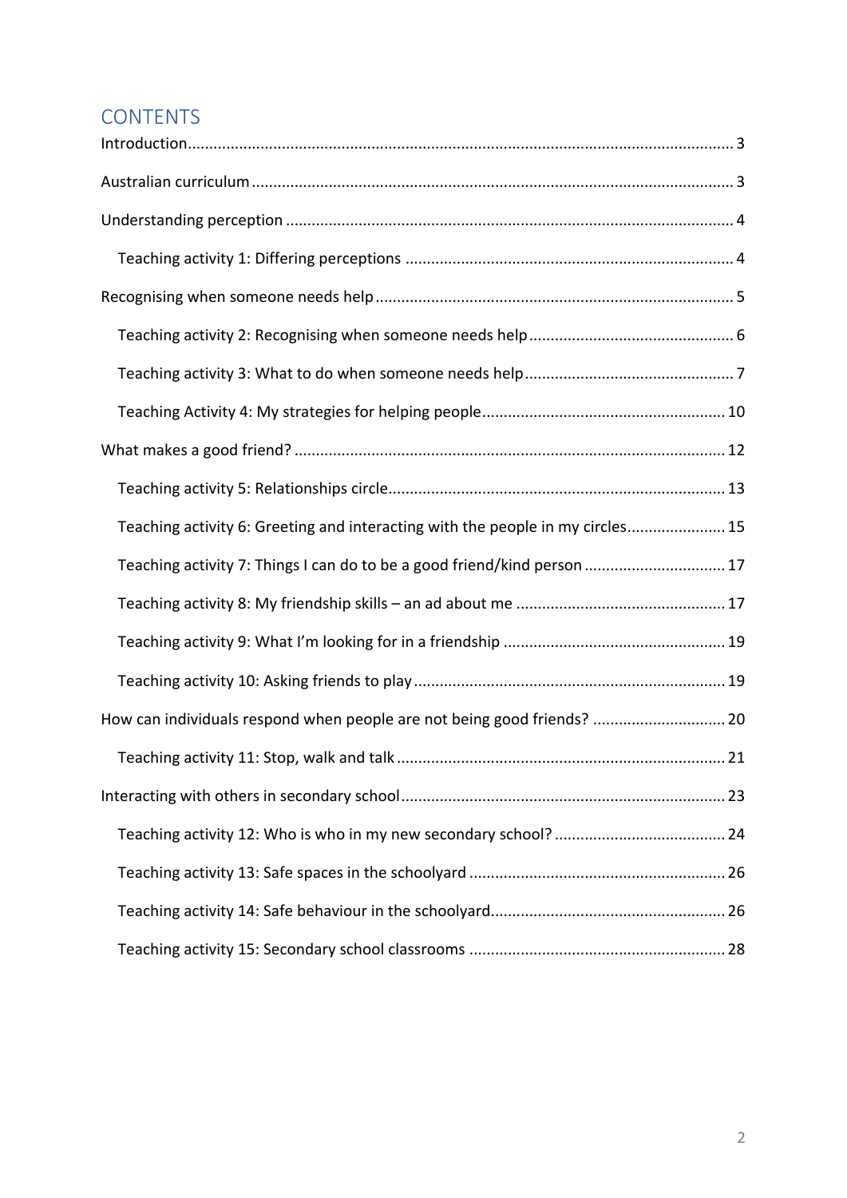## CONTENTS

Introduction ..... 3

Australian curriculum ..... 3

Understanding perception ..... 4

- Teaching activity 1: Differing perceptions ..... 4

Recognising when someone needs help ..... 5

- Teaching activity 2: Recognising when someone needs help ..... 6
- Teaching activity 3: What to do when someone needs help ..... 7
- Teaching Activity 4: My strategies for helping people ..... 10

What makes a good friend? ..... 12

- Teaching activity 5: Relationships circle ..... 13
- Teaching activity 6: Greeting and interacting with the people in my circles ..... 15
- Teaching activity 7: Things I can do to be a good friend/kind person ..... 17
- Teaching activity 8: My friendship skills – an ad about me ..... 17
- Teaching activity 9: What I'm looking for in a friendship ..... 19
- Teaching activity 10: Asking friends to play ..... 19

How can individuals respond when people are not being good friends? ..... 20

- Teaching activity 11: Stop, walk and talk ..... 21

Interacting with others in secondary school ..... 23

- Teaching activity 12: Who is who in my new secondary school? ..... 24
- Teaching activity 13: Safe spaces in the schoolyard ..... 26
- Teaching activity 14: Safe behaviour in the schoolyard ..... 26
- Teaching activity 15: Secondary school classrooms ..... 28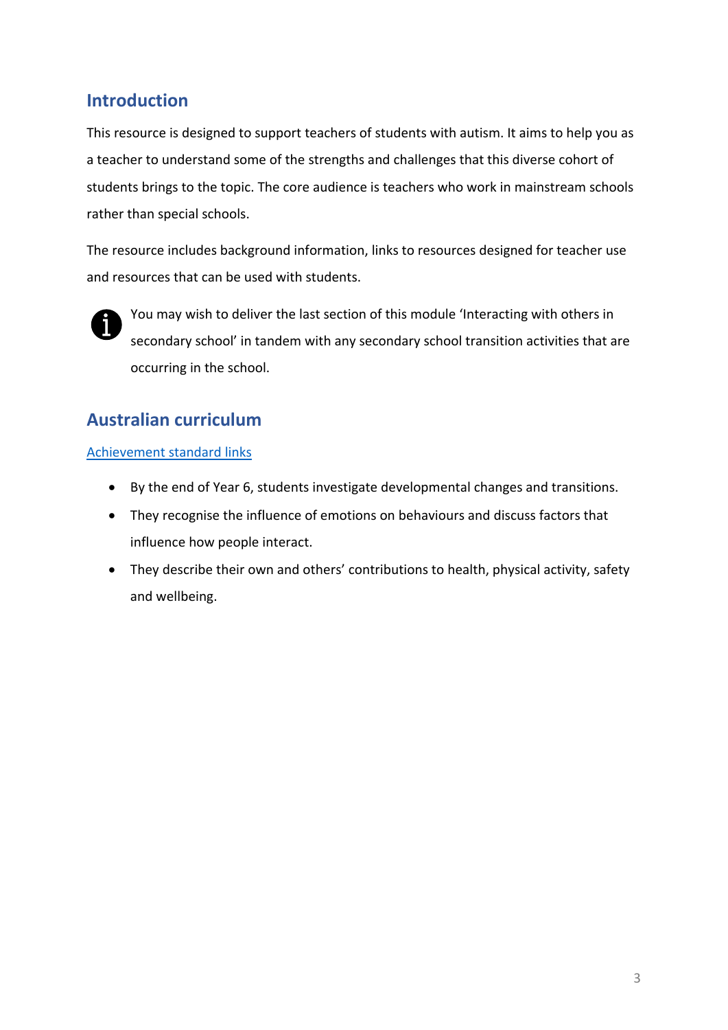## Introduction

This resource is designed to support teachers of students with autism. It aims to help you as a teacher to understand some of the strengths and challenges that this diverse cohort of students brings to the topic. The core audience is teachers who work in mainstream schools rather than special schools.

The resource includes background information, links to resources designed for teacher use and resources that can be used with students.

You may wish to deliver the last section of this module 'Interacting with others in secondary school' in tandem with any secondary school transition activities that are occurring in the school.

## Australian curriculum

Achievement standard links

- By the end of Year 6, students investigate developmental changes and transitions.
- They recognise the influence of emotions on behaviours and discuss factors that influence how people interact.
- They describe their own and others' contributions to health, physical activity, safety and wellbeing.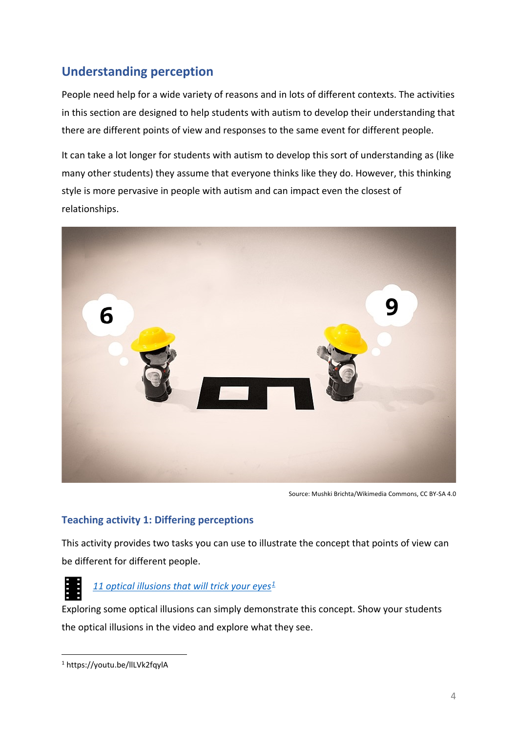## Understanding perception

People need help for a wide variety of reasons and in lots of different contexts. The activities in this section are designed to help students with autism to develop their understanding that there are different points of view and responses to the same event for different people.

It can take a lot longer for students with autism to develop this sort of understanding as (like many other students) they assume that everyone thinks like they do. However, this thinking style is more pervasive in people with autism and can impact even the closest of relationships.

Source: Mushki Brichta/Wikimedia Commons, CC BY-SA 4.0

### Teaching activity 1: Differing perceptions

This activity provides two tasks you can use to illustrate the concept that points of view can be different for different people.

*11 optical illusions that will trick your eyes*[1]

Exploring some optical illusions can simply demonstrate this concept. Show your students the optical illusions in the video and explore what they see.

[1] https://youtu.be/lILVk2fqylA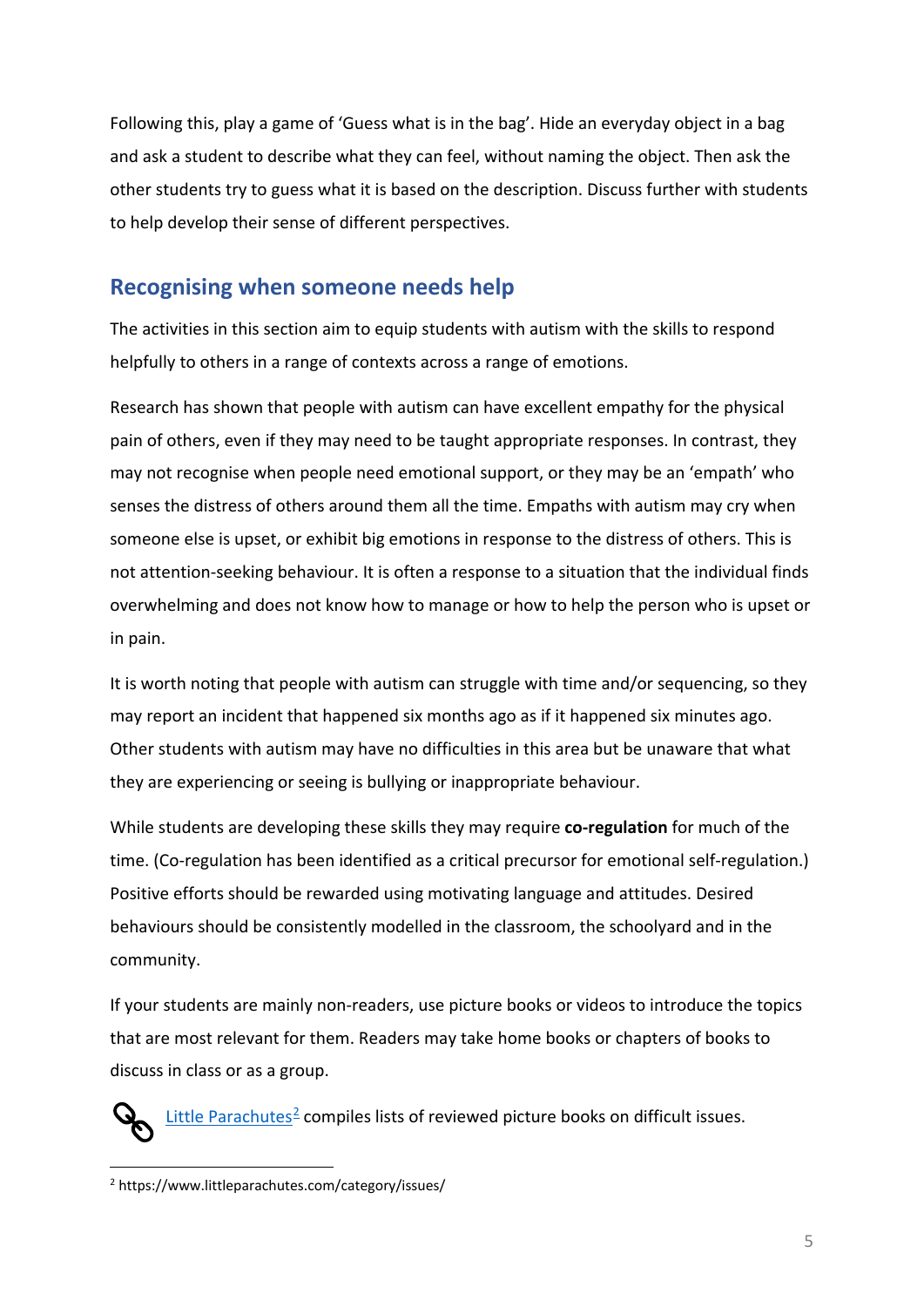Following this, play a game of 'Guess what is in the bag'. Hide an everyday object in a bag and ask a student to describe what they can feel, without naming the object. Then ask the other students try to guess what it is based on the description. Discuss further with students to help develop their sense of different perspectives.

## Recognising when someone needs help

The activities in this section aim to equip students with autism with the skills to respond helpfully to others in a range of contexts across a range of emotions.

Research has shown that people with autism can have excellent empathy for the physical pain of others, even if they may need to be taught appropriate responses. In contrast, they may not recognise when people need emotional support, or they may be an 'empath' who senses the distress of others around them all the time. Empaths with autism may cry when someone else is upset, or exhibit big emotions in response to the distress of others. This is not attention-seeking behaviour. It is often a response to a situation that the individual finds overwhelming and does not know how to manage or how to help the person who is upset or in pain.

It is worth noting that people with autism can struggle with time and/or sequencing, so they may report an incident that happened six months ago as if it happened six minutes ago. Other students with autism may have no difficulties in this area but be unaware that what they are experiencing or seeing is bullying or inappropriate behaviour.

While students are developing these skills they may require **co-regulation** for much of the time. (Co-regulation has been identified as a critical precursor for emotional self-regulation.) Positive efforts should be rewarded using motivating language and attitudes. Desired behaviours should be consistently modelled in the classroom, the schoolyard and in the community.

If your students are mainly non-readers, use picture books or videos to introduce the topics that are most relevant for them. Readers may take home books or chapters of books to discuss in class or as a group.

Little Parachutes[2] compiles lists of reviewed picture books on difficult issues.

[2] https://www.littleparachutes.com/category/issues/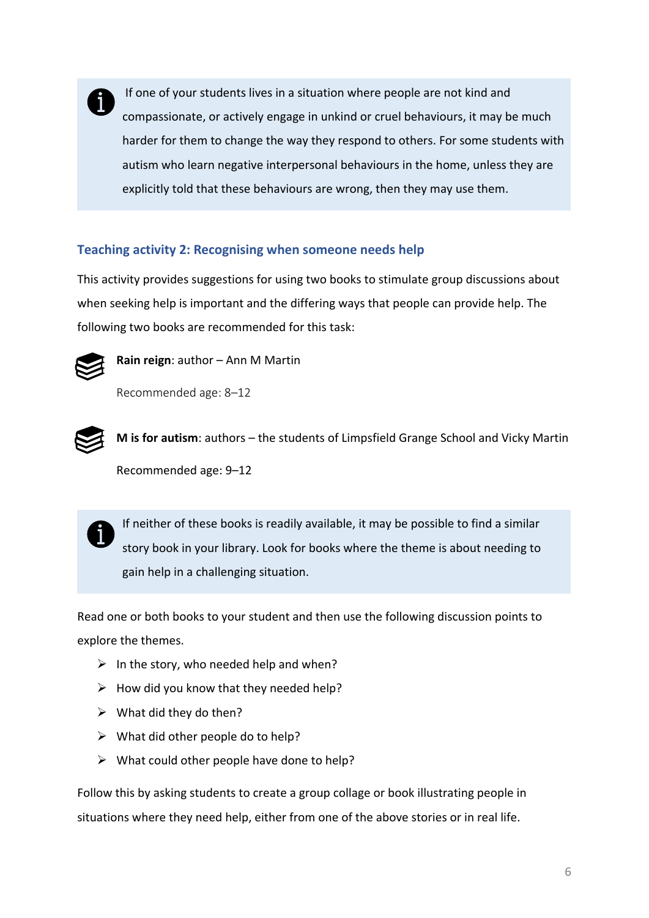> If one of your students lives in a situation where people are not kind and compassionate, or actively engage in unkind or cruel behaviours, it may be much harder for them to change the way they respond to others. For some students with autism who learn negative interpersonal behaviours in the home, unless they are explicitly told that these behaviours are wrong, then they may use them.

### Teaching activity 2: Recognising when someone needs help

This activity provides suggestions for using two books to stimulate group discussions about when seeking help is important and the differing ways that people can provide help. The following two books are recommended for this task:

**Rain reign**: author – Ann M Martin

Recommended age: 8–12

**M is for autism**: authors – the students of Limpsfield Grange School and Vicky Martin

Recommended age: 9–12

> If neither of these books is readily available, it may be possible to find a similar story book in your library. Look for books where the theme is about needing to gain help in a challenging situation.

Read one or both books to your student and then use the following discussion points to explore the themes.

- In the story, who needed help and when?
- How did you know that they needed help?
- What did they do then?
- What did other people do to help?
- What could other people have done to help?

Follow this by asking students to create a group collage or book illustrating people in situations where they need help, either from one of the above stories or in real life.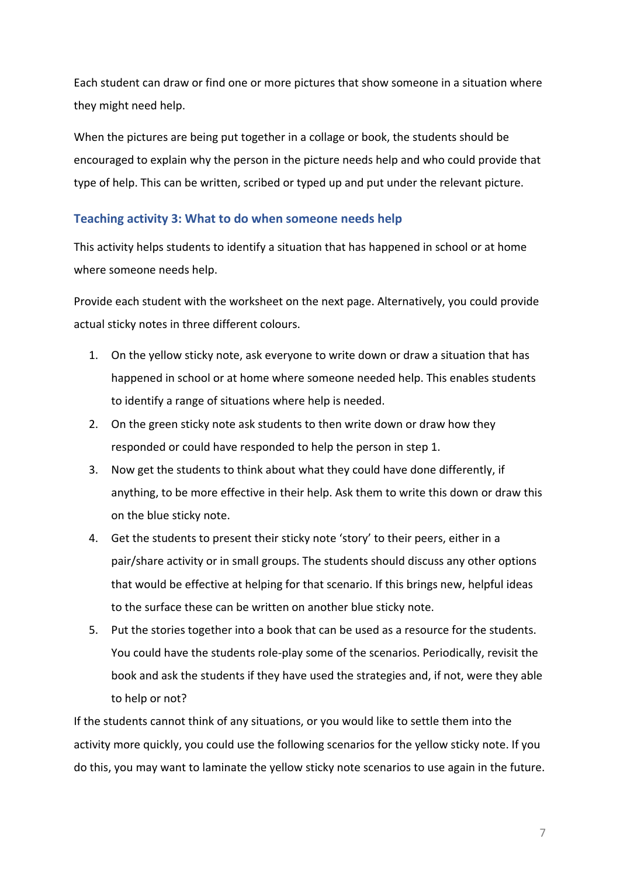Each student can draw or find one or more pictures that show someone in a situation where they might need help.

When the pictures are being put together in a collage or book, the students should be encouraged to explain why the person in the picture needs help and who could provide that type of help. This can be written, scribed or typed up and put under the relevant picture.

### Teaching activity 3: What to do when someone needs help

This activity helps students to identify a situation that has happened in school or at home where someone needs help.

Provide each student with the worksheet on the next page. Alternatively, you could provide actual sticky notes in three different colours.

1. On the yellow sticky note, ask everyone to write down or draw a situation that has happened in school or at home where someone needed help. This enables students to identify a range of situations where help is needed.
2. On the green sticky note ask students to then write down or draw how they responded or could have responded to help the person in step 1.
3. Now get the students to think about what they could have done differently, if anything, to be more effective in their help. Ask them to write this down or draw this on the blue sticky note.
4. Get the students to present their sticky note 'story' to their peers, either in a pair/share activity or in small groups. The students should discuss any other options that would be effective at helping for that scenario. If this brings new, helpful ideas to the surface these can be written on another blue sticky note.
5. Put the stories together into a book that can be used as a resource for the students. You could have the students role-play some of the scenarios. Periodically, revisit the book and ask the students if they have used the strategies and, if not, were they able to help or not?

If the students cannot think of any situations, or you would like to settle them into the activity more quickly, you could use the following scenarios for the yellow sticky note. If you do this, you may want to laminate the yellow sticky note scenarios to use again in the future.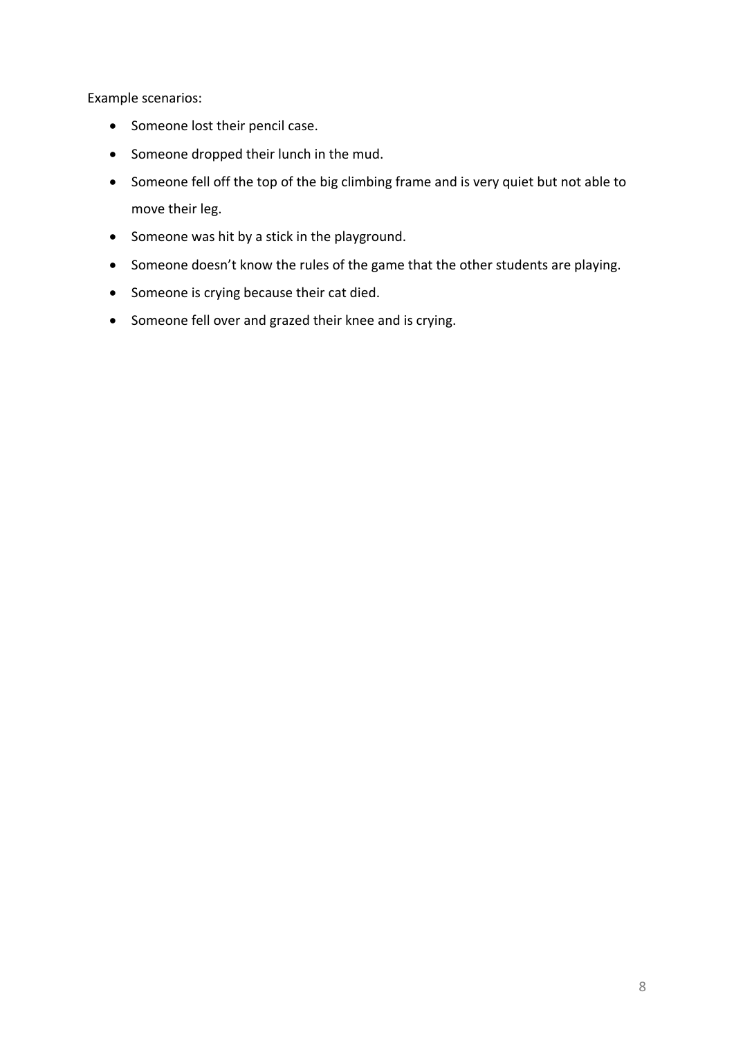Example scenarios:

- Someone lost their pencil case.
- Someone dropped their lunch in the mud.
- Someone fell off the top of the big climbing frame and is very quiet but not able to move their leg.
- Someone was hit by a stick in the playground.
- Someone doesn't know the rules of the game that the other students are playing.
- Someone is crying because their cat died.
- Someone fell over and grazed their knee and is crying.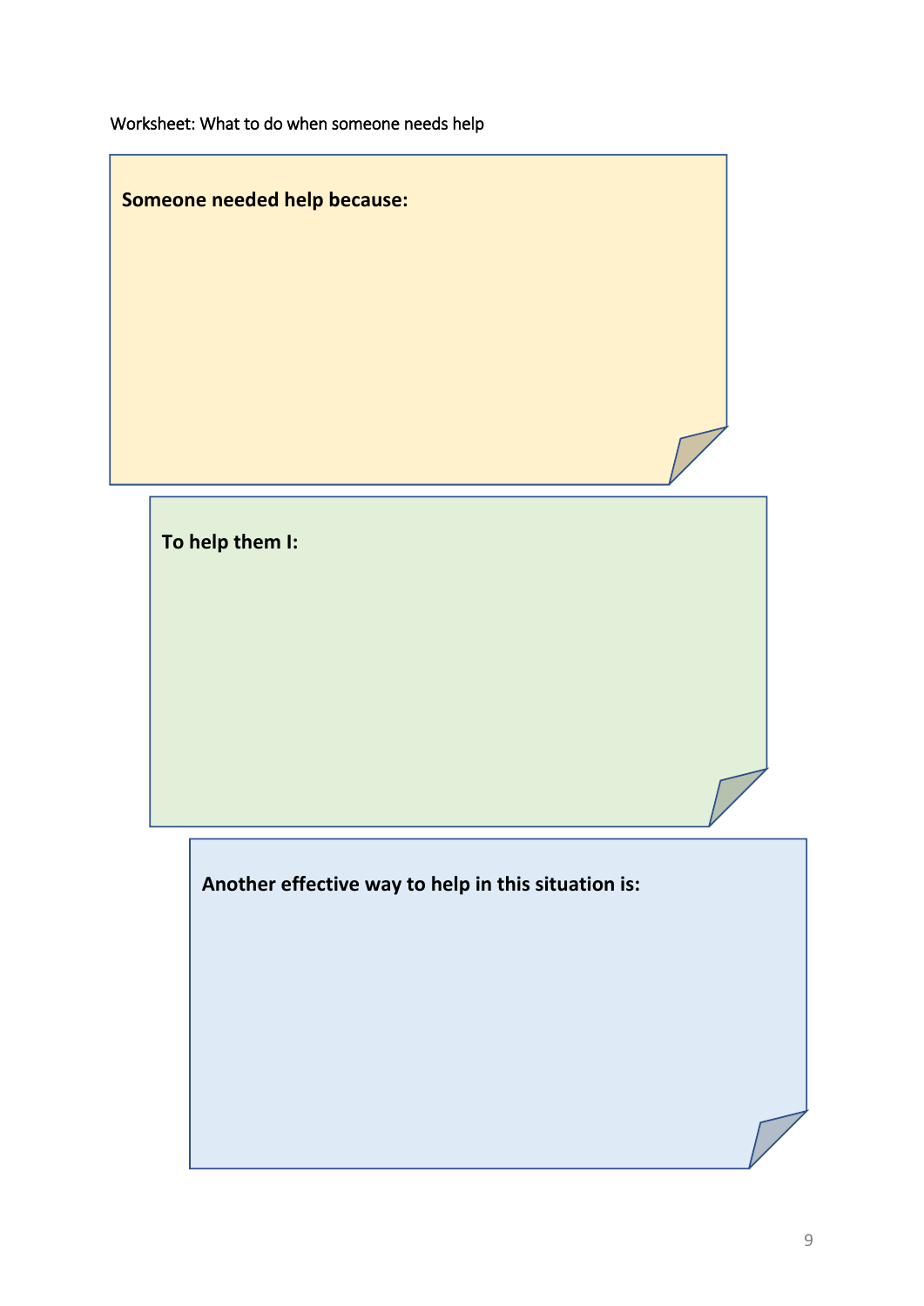Worksheet: What to do when someone needs help

**Someone needed help because:**

**To help them I:**

**Another effective way to help in this situation is:**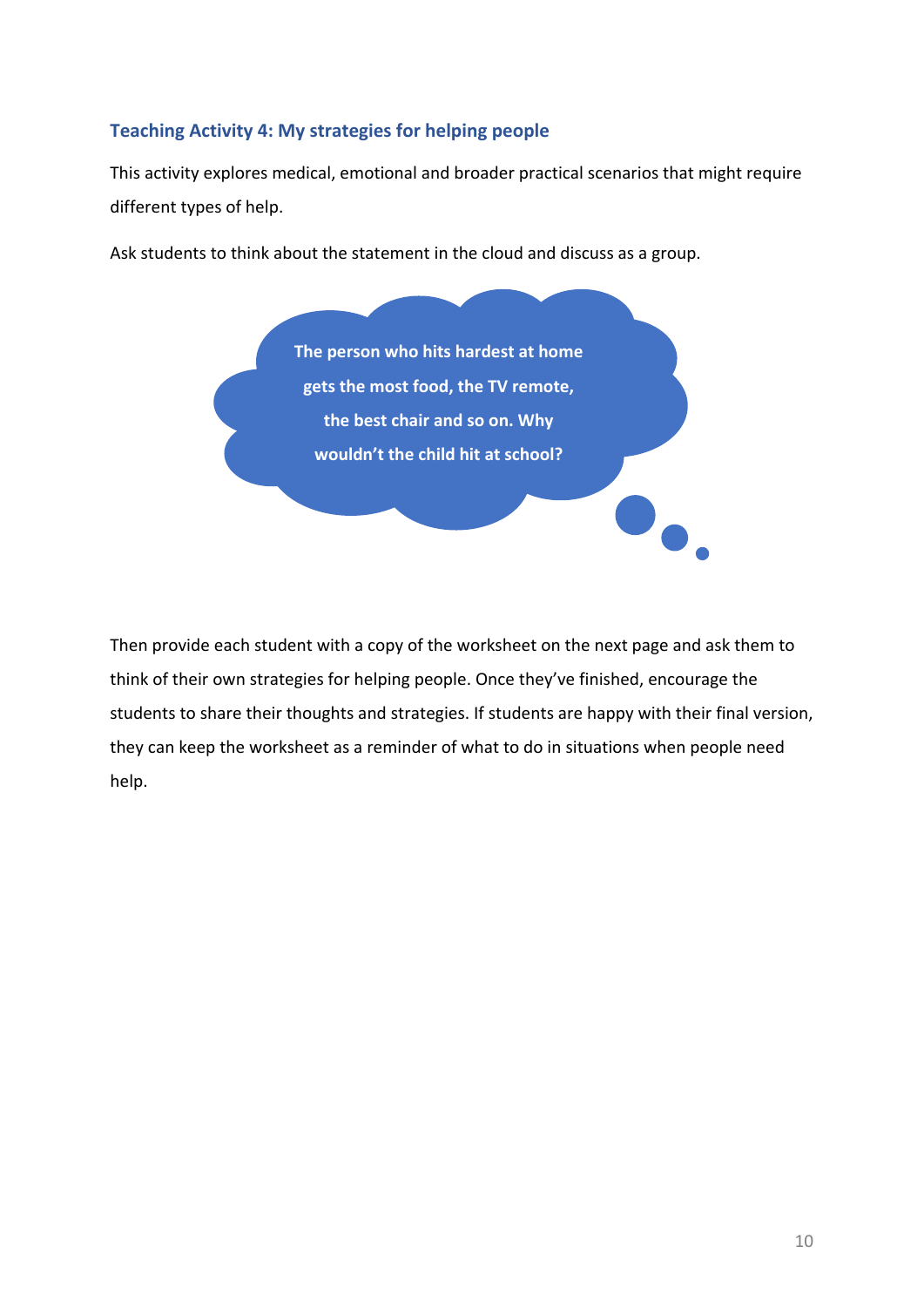### Teaching Activity 4: My strategies for helping people

This activity explores medical, emotional and broader practical scenarios that might require different types of help.

Ask students to think about the statement in the cloud and discuss as a group.

> **The person who hits hardest at home gets the most food, the TV remote, the best chair and so on. Why wouldn't the child hit at school?**

Then provide each student with a copy of the worksheet on the next page and ask them to think of their own strategies for helping people. Once they've finished, encourage the students to share their thoughts and strategies. If students are happy with their final version, they can keep the worksheet as a reminder of what to do in situations when people need help.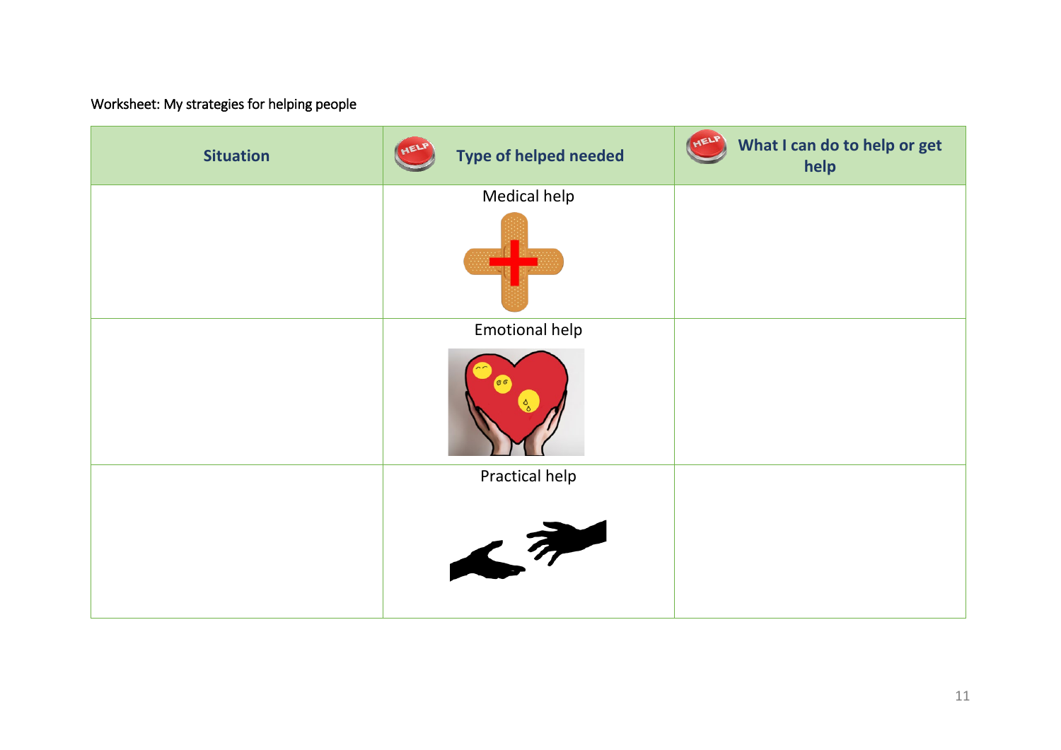Worksheet: My strategies for helping people

| Situation | Type of helped needed | What I can do to help or get help |
| --- | --- | --- |
| | Medical help | |
| | Emotional help | |
| | Practical help | |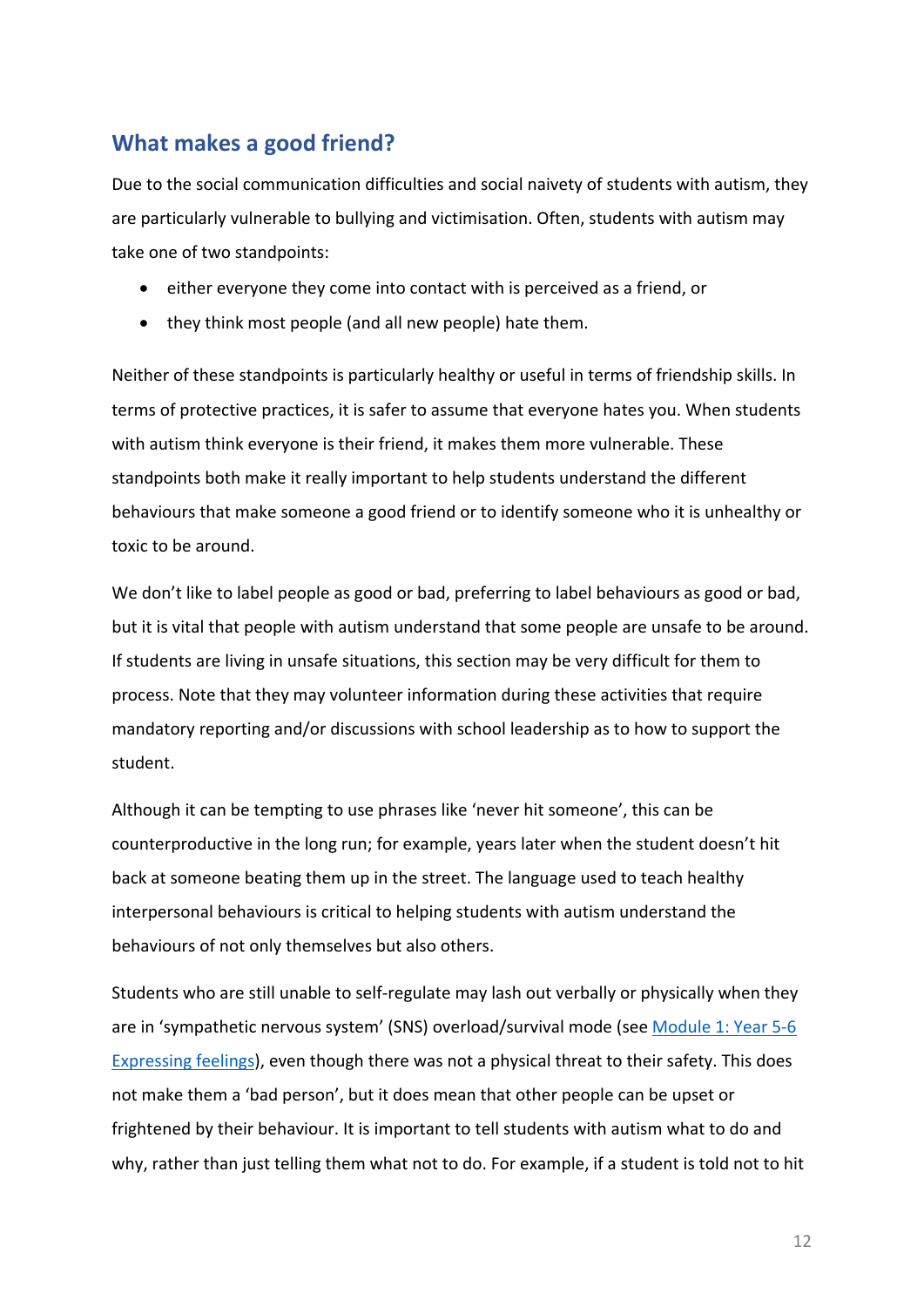## What makes a good friend?

Due to the social communication difficulties and social naivety of students with autism, they are particularly vulnerable to bullying and victimisation. Often, students with autism may take one of two standpoints:

- either everyone they come into contact with is perceived as a friend, or
- they think most people (and all new people) hate them.

Neither of these standpoints is particularly healthy or useful in terms of friendship skills. In terms of protective practices, it is safer to assume that everyone hates you. When students with autism think everyone is their friend, it makes them more vulnerable. These standpoints both make it really important to help students understand the different behaviours that make someone a good friend or to identify someone who it is unhealthy or toxic to be around.

We don't like to label people as good or bad, preferring to label behaviours as good or bad, but it is vital that people with autism understand that some people are unsafe to be around. If students are living in unsafe situations, this section may be very difficult for them to process. Note that they may volunteer information during these activities that require mandatory reporting and/or discussions with school leadership as to how to support the student.

Although it can be tempting to use phrases like 'never hit someone', this can be counterproductive in the long run; for example, years later when the student doesn't hit back at someone beating them up in the street. The language used to teach healthy interpersonal behaviours is critical to helping students with autism understand the behaviours of not only themselves but also others.

Students who are still unable to self-regulate may lash out verbally or physically when they are in 'sympathetic nervous system' (SNS) overload/survival mode (see [Module 1: Year 5-6 Expressing feelings]), even though there was not a physical threat to their safety. This does not make them a 'bad person', but it does mean that other people can be upset or frightened by their behaviour. It is important to tell students with autism what to do and why, rather than just telling them what not to do. For example, if a student is told not to hit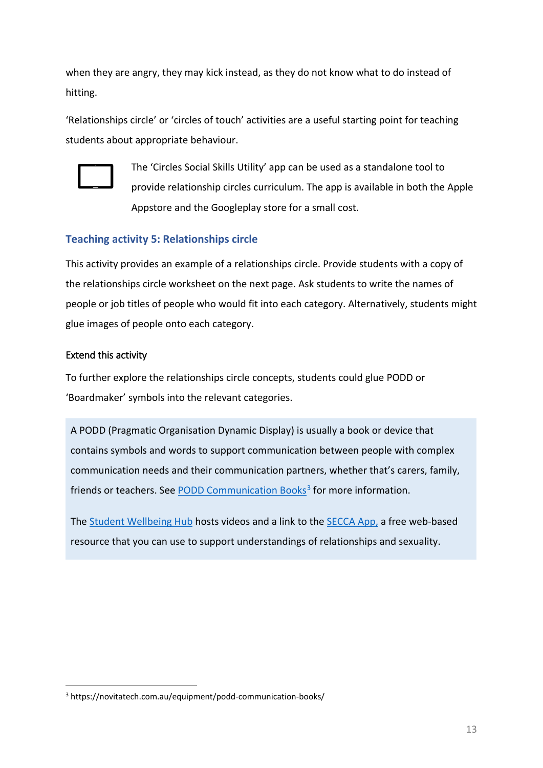when they are angry, they may kick instead, as they do not know what to do instead of hitting.

'Relationships circle' or 'circles of touch' activities are a useful starting point for teaching students about appropriate behaviour.

The 'Circles Social Skills Utility' app can be used as a standalone tool to provide relationship circles curriculum. The app is available in both the Apple Appstore and the Googleplay store for a small cost.

### Teaching activity 5: Relationships circle

This activity provides an example of a relationships circle. Provide students with a copy of the relationships circle worksheet on the next page. Ask students to write the names of people or job titles of people who would fit into each category. Alternatively, students might glue images of people onto each category.

#### Extend this activity

To further explore the relationships circle concepts, students could glue PODD or 'Boardmaker' symbols into the relevant categories.

A PODD (Pragmatic Organisation Dynamic Display) is usually a book or device that contains symbols and words to support communication between people with complex communication needs and their communication partners, whether that's carers, family, friends or teachers. See PODD Communication Books[3] for more information.

The Student Wellbeing Hub hosts videos and a link to the SECCA App, a free web-based resource that you can use to support understandings of relationships and sexuality.

---

[3] https://novitatech.com.au/equipment/podd-communication-books/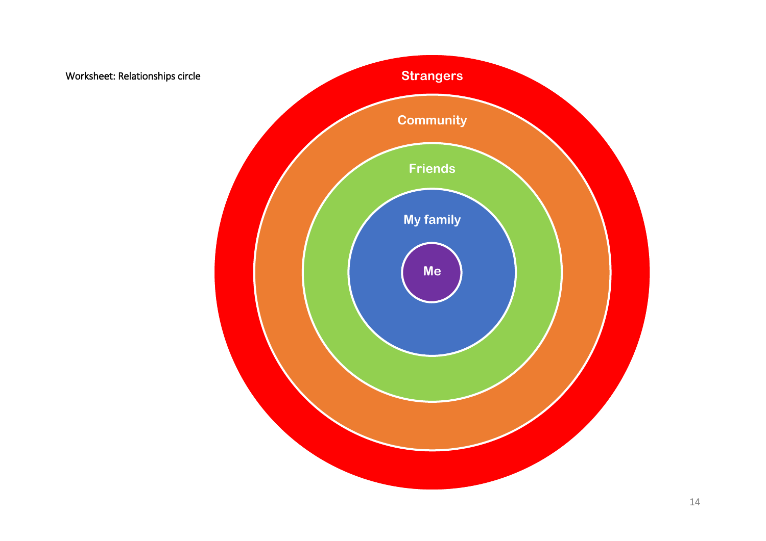Worksheet: Relationships circle

Strangers

Community

Friends

My family

Me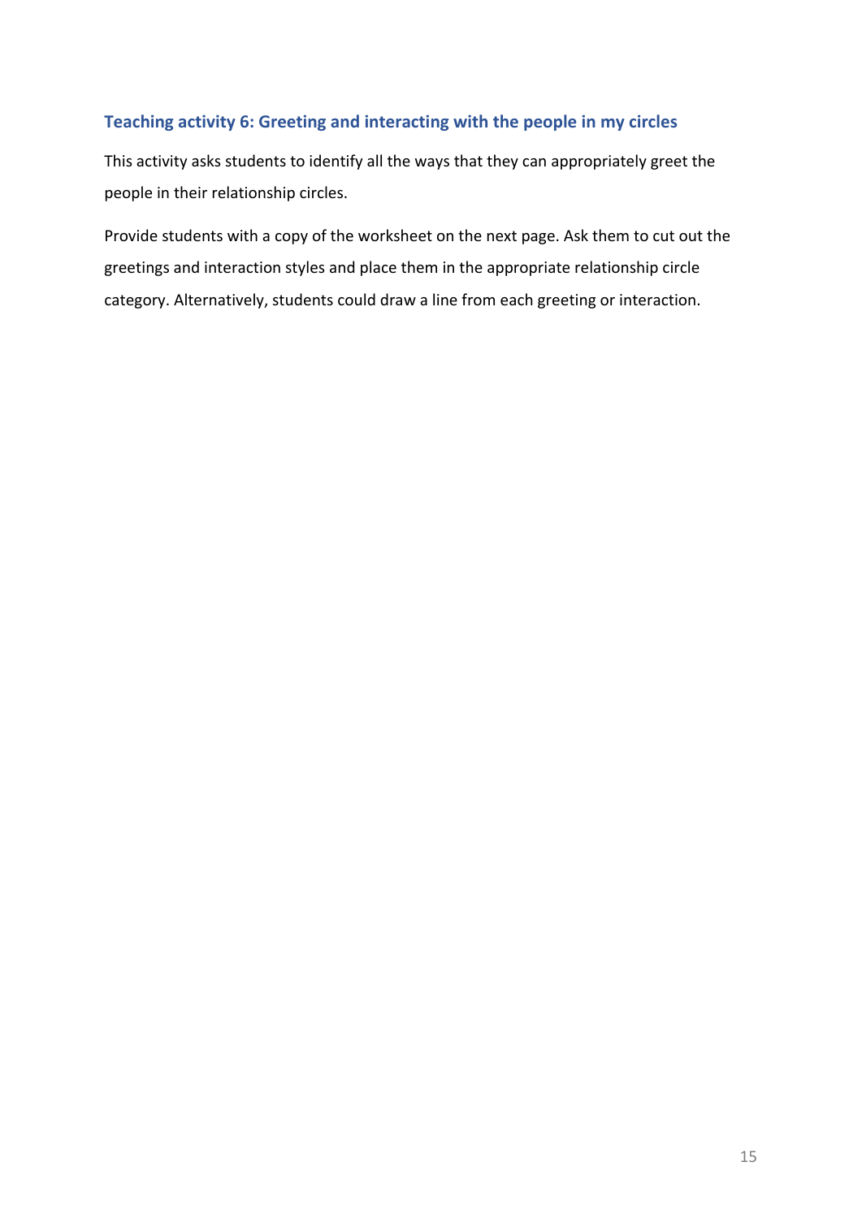### Teaching activity 6: Greeting and interacting with the people in my circles

This activity asks students to identify all the ways that they can appropriately greet the people in their relationship circles.

Provide students with a copy of the worksheet on the next page. Ask them to cut out the greetings and interaction styles and place them in the appropriate relationship circle category. Alternatively, students could draw a line from each greeting or interaction.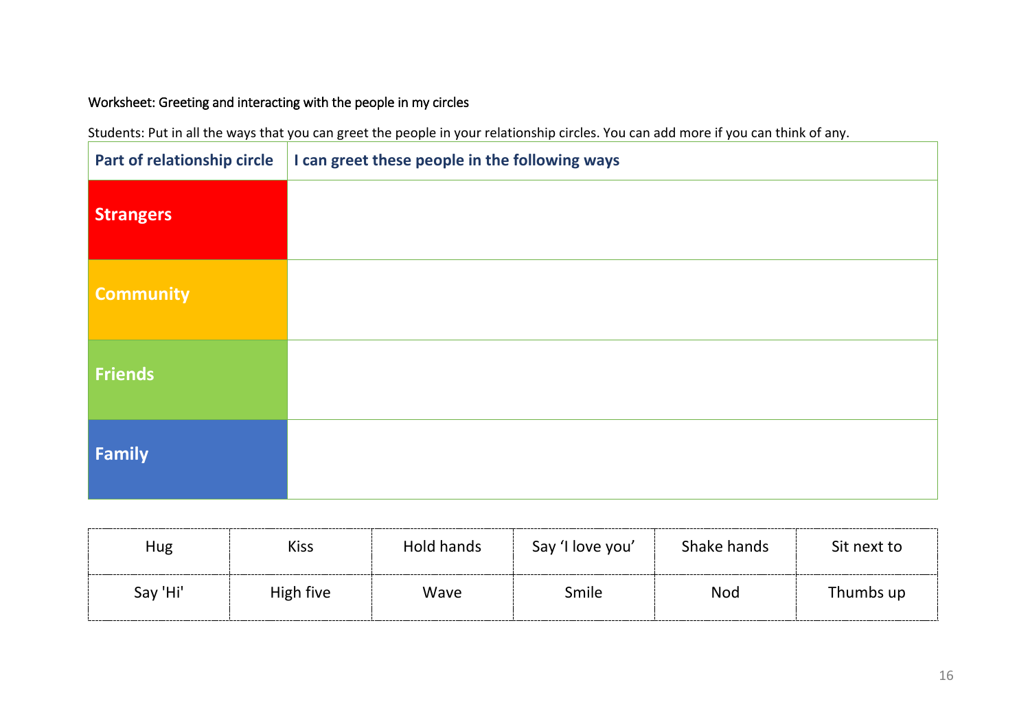Worksheet: Greeting and interacting with the people in my circles

Students: Put in all the ways that you can greet the people in your relationship circles. You can add more if you can think of any.

| Part of relationship circle | I can greet these people in the following ways |
|---|---|
| **Strangers** | |
| **Community** | |
| **Friends** | |
| **Family** | |

| Hug | Kiss | Hold hands | Say ‘I love you’ | Shake hands | Sit next to |
|---|---|---|---|---|---|
| Say 'Hi' | High five | Wave | Smile | Nod | Thumbs up |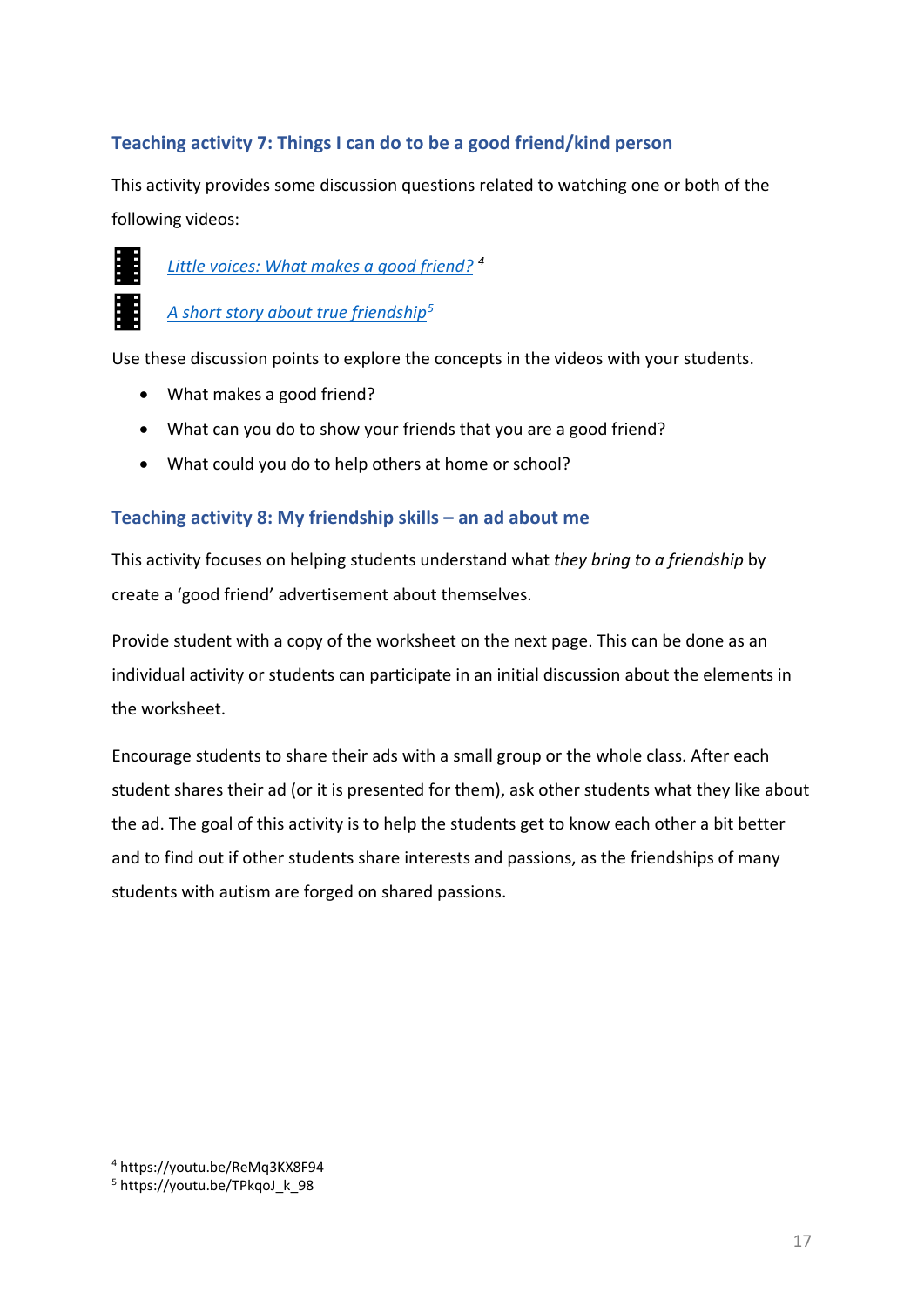### Teaching activity 7: Things I can do to be a good friend/kind person

This activity provides some discussion questions related to watching one or both of the following videos:

- *Little voices: What makes a good friend?* [4]
- *A short story about true friendship* [5]

Use these discussion points to explore the concepts in the videos with your students.

- What makes a good friend?
- What can you do to show your friends that you are a good friend?
- What could you do to help others at home or school?

### Teaching activity 8: My friendship skills – an ad about me

This activity focuses on helping students understand what *they bring to a friendship* by create a 'good friend' advertisement about themselves.

Provide student with a copy of the worksheet on the next page. This can be done as an individual activity or students can participate in an initial discussion about the elements in the worksheet.

Encourage students to share their ads with a small group or the whole class. After each student shares their ad (or it is presented for them), ask other students what they like about the ad. The goal of this activity is to help the students get to know each other a bit better and to find out if other students share interests and passions, as the friendships of many students with autism are forged on shared passions.

---

[4] https://youtu.be/ReMq3KX8F94

[5] https://youtu.be/TPkqoJ_k_98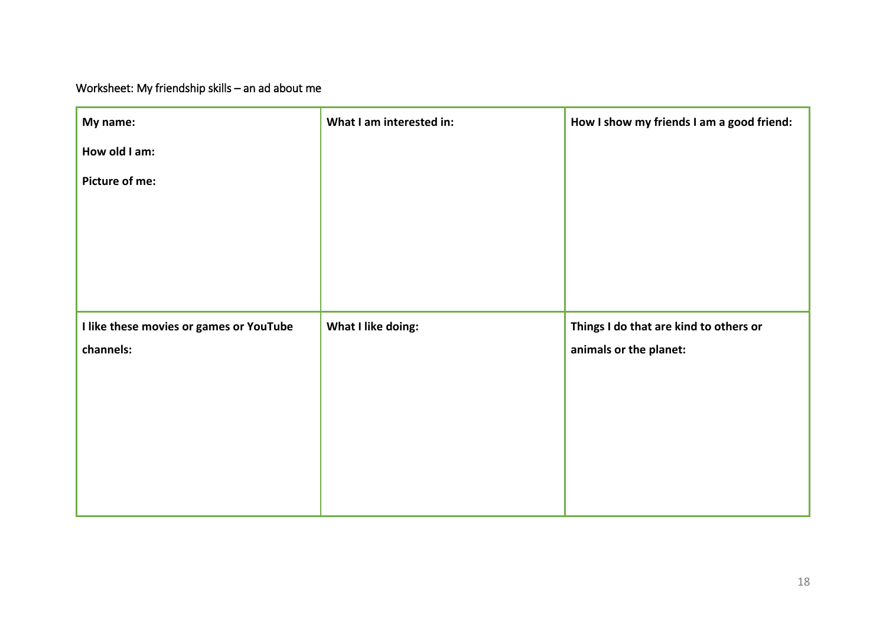Worksheet: My friendship skills – an ad about me

| **My name:**<br><br>**How old I am:**<br><br>**Picture of me:** | **What I am interested in:** | **How I show my friends I am a good friend:** |
|---|---|---|
| **I like these movies or games or YouTube channels:** | **What I like doing:** | **Things I do that are kind to others or animals or the planet:** |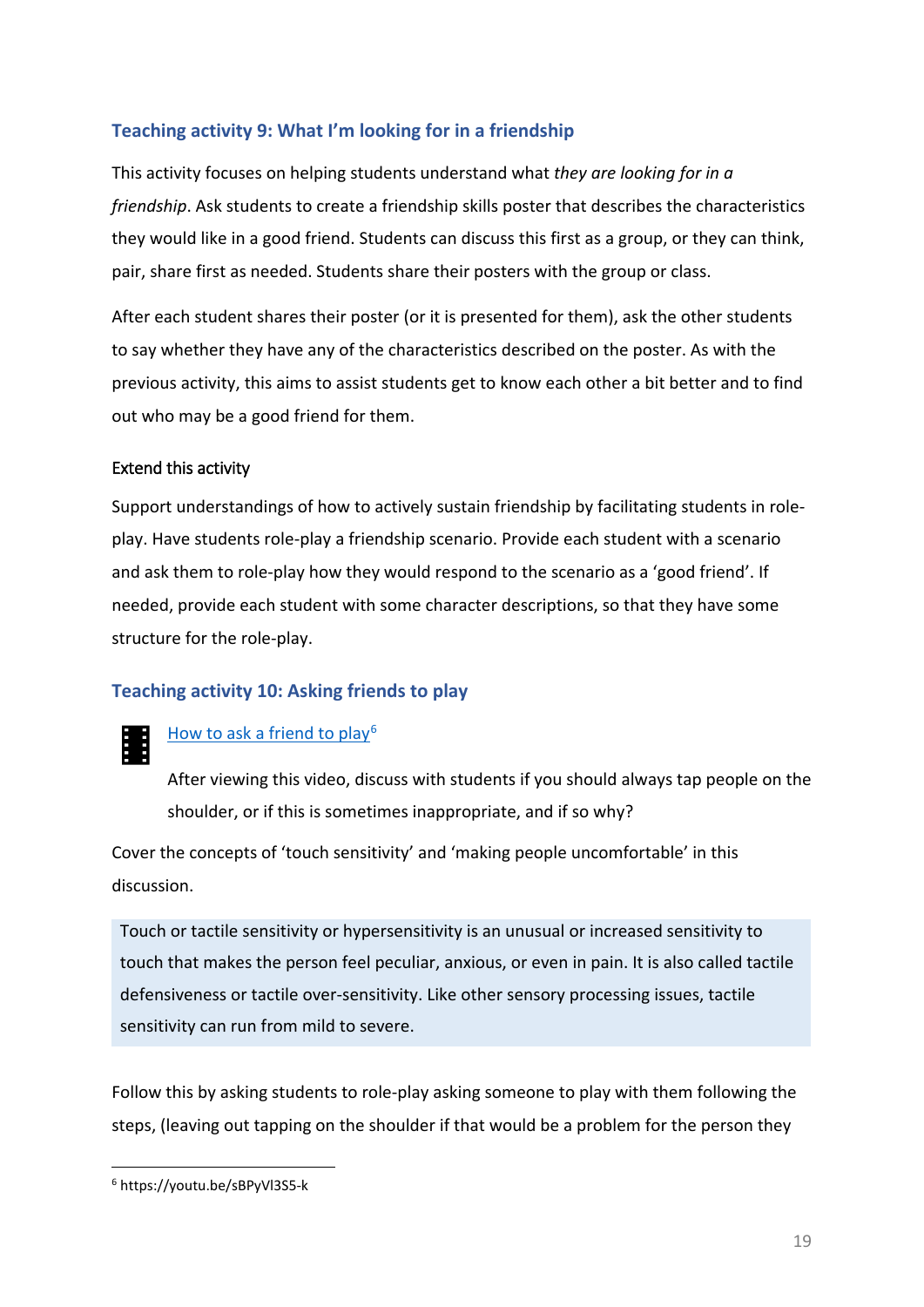### Teaching activity 9: What I'm looking for in a friendship

This activity focuses on helping students understand what *they are looking for in a friendship*. Ask students to create a friendship skills poster that describes the characteristics they would like in a good friend. Students can discuss this first as a group, or they can think, pair, share first as needed. Students share their posters with the group or class.

After each student shares their poster (or it is presented for them), ask the other students to say whether they have any of the characteristics described on the poster. As with the previous activity, this aims to assist students get to know each other a bit better and to find out who may be a good friend for them.

#### Extend this activity

Support understandings of how to actively sustain friendship by facilitating students in role-play. Have students role-play a friendship scenario. Provide each student with a scenario and ask them to role-play how they would respond to the scenario as a 'good friend'. If needed, provide each student with some character descriptions, so that they have some structure for the role-play.

### Teaching activity 10: Asking friends to play

[How to ask a friend to play](https://youtu.be/sBPyVl3S5-k)[6]

After viewing this video, discuss with students if you should always tap people on the shoulder, or if this is sometimes inappropriate, and if so why?

Cover the concepts of 'touch sensitivity' and 'making people uncomfortable' in this discussion.

> Touch or tactile sensitivity or hypersensitivity is an unusual or increased sensitivity to touch that makes the person feel peculiar, anxious, or even in pain. It is also called tactile defensiveness or tactile over-sensitivity. Like other sensory processing issues, tactile sensitivity can run from mild to severe.

Follow this by asking students to role-play asking someone to play with them following the steps, (leaving out tapping on the shoulder if that would be a problem for the person they

---

[6] https://youtu.be/sBPyVl3S5-k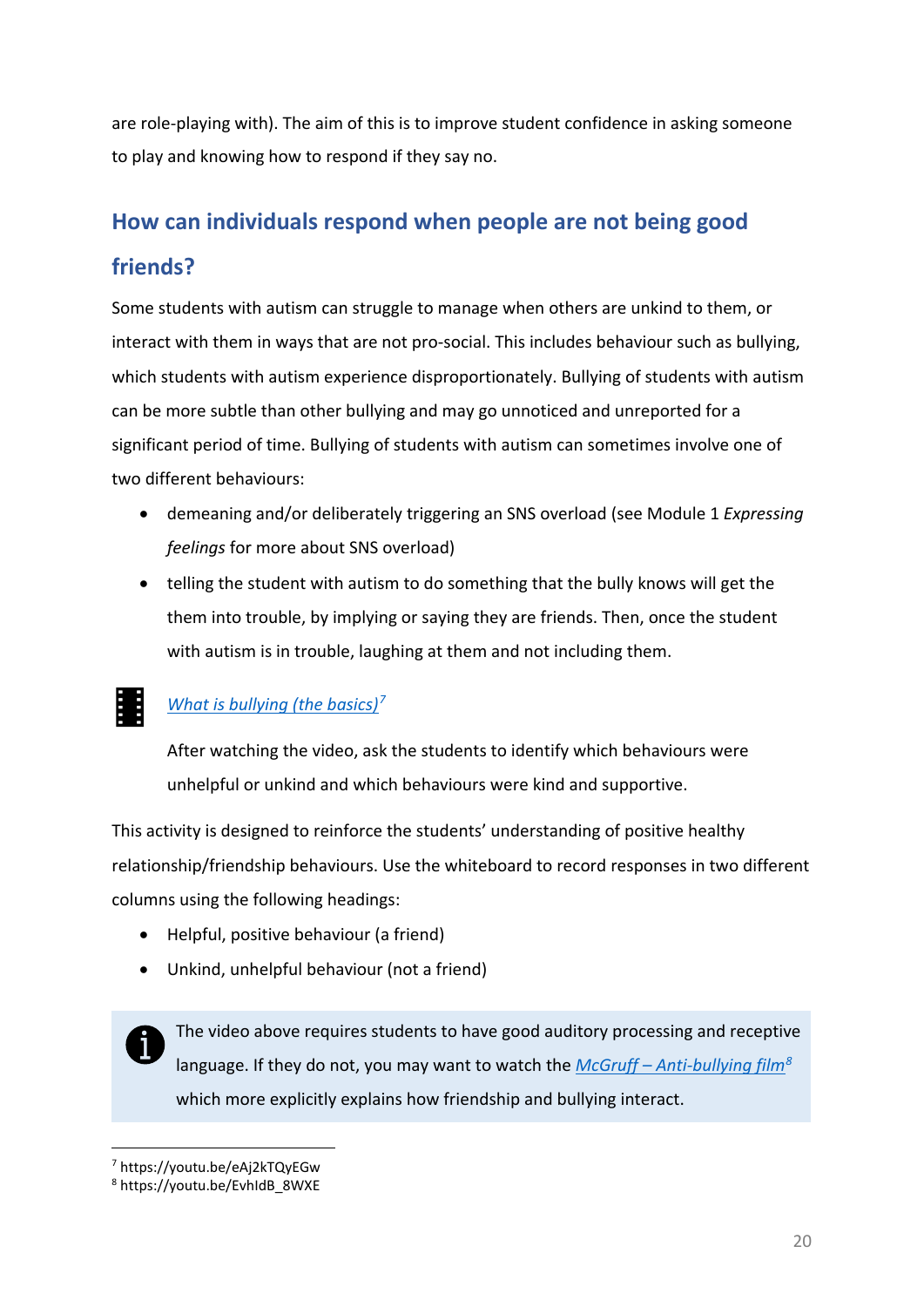are role-playing with). The aim of this is to improve student confidence in asking someone to play and knowing how to respond if they say no.

## How can individuals respond when people are not being good friends?

Some students with autism can struggle to manage when others are unkind to them, or interact with them in ways that are not pro-social. This includes behaviour such as bullying, which students with autism experience disproportionately. Bullying of students with autism can be more subtle than other bullying and may go unnoticed and unreported for a significant period of time. Bullying of students with autism can sometimes involve one of two different behaviours:

- demeaning and/or deliberately triggering an SNS overload (see Module 1 *Expressing feelings* for more about SNS overload)
- telling the student with autism to do something that the bully knows will get the them into trouble, by implying or saying they are friends. Then, once the student with autism is in trouble, laughing at them and not including them.

*What is bullying (the basics)*[7]

After watching the video, ask the students to identify which behaviours were unhelpful or unkind and which behaviours were kind and supportive.

This activity is designed to reinforce the students' understanding of positive healthy relationship/friendship behaviours. Use the whiteboard to record responses in two different columns using the following headings:

- Helpful, positive behaviour (a friend)
- Unkind, unhelpful behaviour (not a friend)

> The video above requires students to have good auditory processing and receptive language. If they do not, you may want to watch the *McGruff – Anti-bullying film*[8] which more explicitly explains how friendship and bullying interact.

[7] https://youtu.be/eAj2kTQyEGw
[8] https://youtu.be/EvhldB_8WXE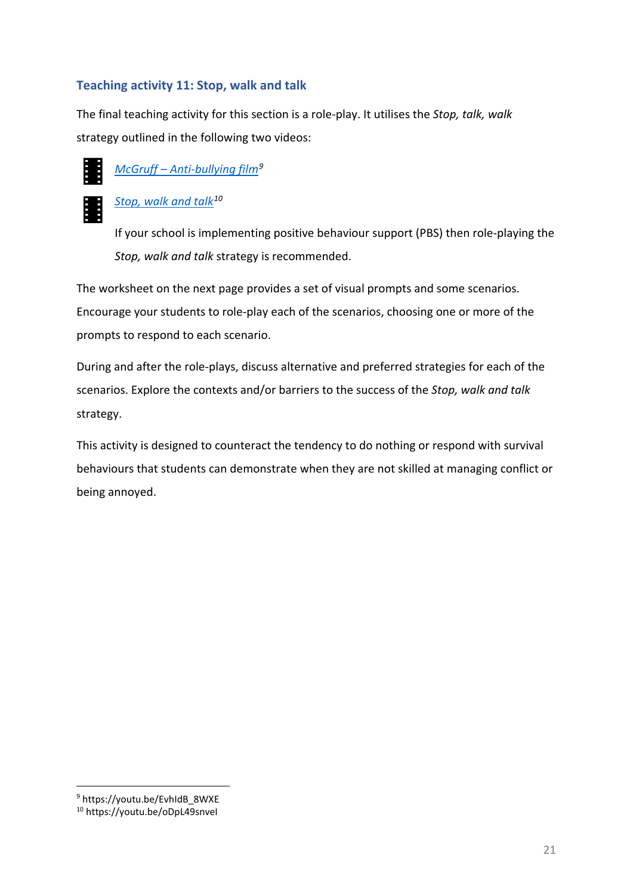### Teaching activity 11: Stop, walk and talk

The final teaching activity for this section is a role-play. It utilises the *Stop, talk, walk* strategy outlined in the following two videos:

- *McGruff – Anti-bullying film*[9]
- *Stop, walk and talk*[10]

  If your school is implementing positive behaviour support (PBS) then role-playing the *Stop, walk and talk* strategy is recommended.

The worksheet on the next page provides a set of visual prompts and some scenarios. Encourage your students to role-play each of the scenarios, choosing one or more of the prompts to respond to each scenario.

During and after the role-plays, discuss alternative and preferred strategies for each of the scenarios. Explore the contexts and/or barriers to the success of the *Stop, walk and talk* strategy.

This activity is designed to counteract the tendency to do nothing or respond with survival behaviours that students can demonstrate when they are not skilled at managing conflict or being annoyed.

---

[9] https://youtu.be/EvhldB_8WXE
[10] https://youtu.be/oDpL49snveI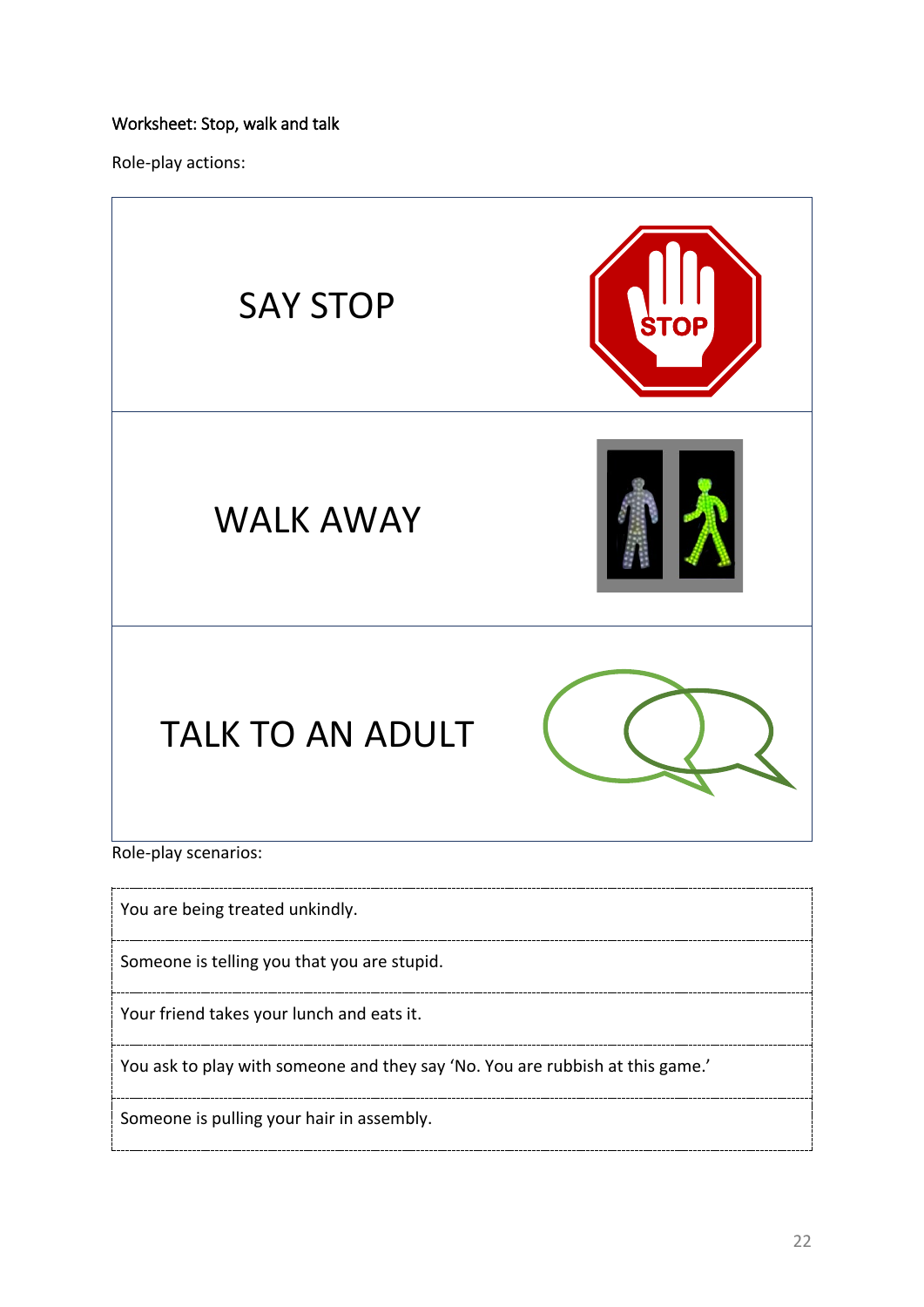Worksheet: Stop, walk and talk

Role-play actions:

| |
|---|
| SAY STOP |
| WALK AWAY |
| TALK TO AN ADULT |

Role-play scenarios:

| |
|---|
| You are being treated unkindly. |
| Someone is telling you that you are stupid. |
| Your friend takes your lunch and eats it. |
| You ask to play with someone and they say ‘No. You are rubbish at this game.’ |
| Someone is pulling your hair in assembly. |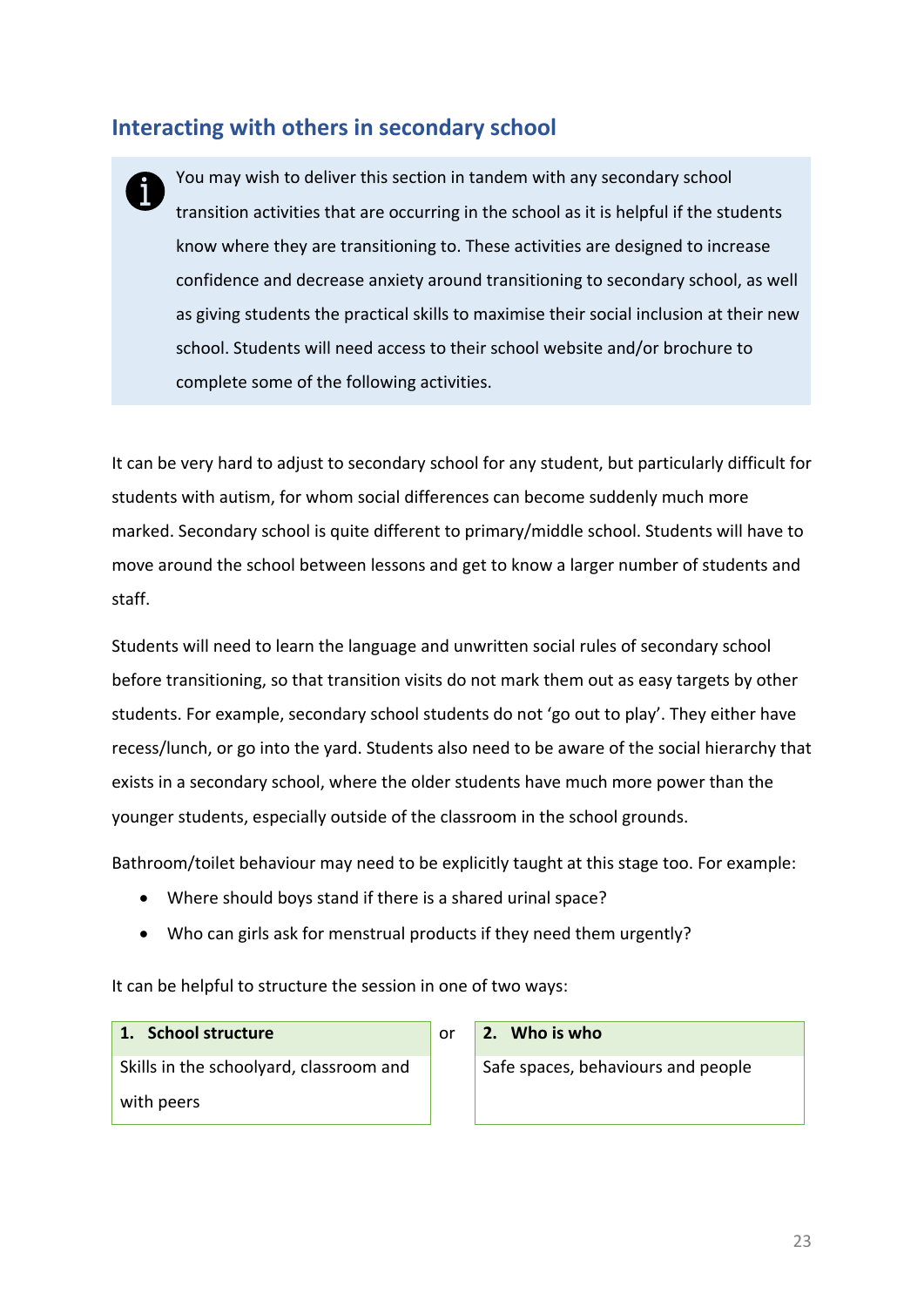## Interacting with others in secondary school

> You may wish to deliver this section in tandem with any secondary school transition activities that are occurring in the school as it is helpful if the students know where they are transitioning to. These activities are designed to increase confidence and decrease anxiety around transitioning to secondary school, as well as giving students the practical skills to maximise their social inclusion at their new school. Students will need access to their school website and/or brochure to complete some of the following activities.

It can be very hard to adjust to secondary school for any student, but particularly difficult for students with autism, for whom social differences can become suddenly much more marked. Secondary school is quite different to primary/middle school. Students will have to move around the school between lessons and get to know a larger number of students and staff.

Students will need to learn the language and unwritten social rules of secondary school before transitioning, so that transition visits do not mark them out as easy targets by other students. For example, secondary school students do not 'go out to play'. They either have recess/lunch, or go into the yard. Students also need to be aware of the social hierarchy that exists in a secondary school, where the older students have much more power than the younger students, especially outside of the classroom in the school grounds.

Bathroom/toilet behaviour may need to be explicitly taught at this stage too. For example:

- Where should boys stand if there is a shared urinal space?
- Who can girls ask for menstrual products if they need them urgently?

It can be helpful to structure the session in one of two ways:

| 1. School structure | or | 2. Who is who |
|---|---|---|
| Skills in the schoolyard, classroom and with peers | | Safe spaces, behaviours and people |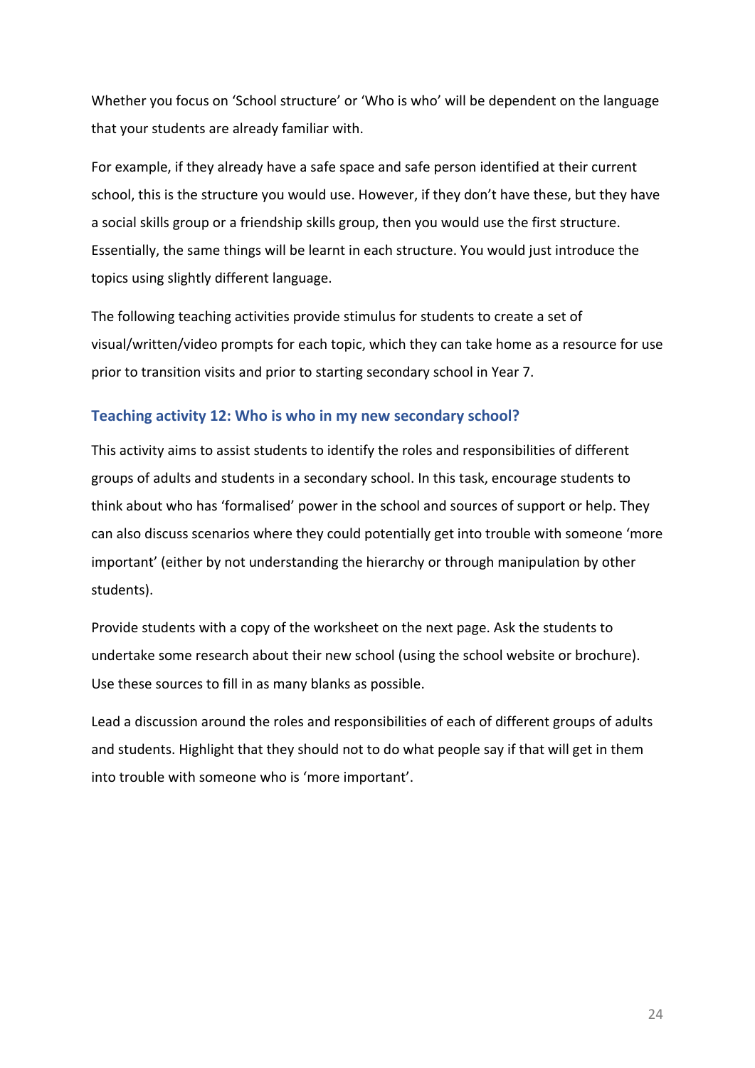Whether you focus on 'School structure' or 'Who is who' will be dependent on the language that your students are already familiar with.

For example, if they already have a safe space and safe person identified at their current school, this is the structure you would use. However, if they don't have these, but they have a social skills group or a friendship skills group, then you would use the first structure. Essentially, the same things will be learnt in each structure. You would just introduce the topics using slightly different language.

The following teaching activities provide stimulus for students to create a set of visual/written/video prompts for each topic, which they can take home as a resource for use prior to transition visits and prior to starting secondary school in Year 7.

### Teaching activity 12: Who is who in my new secondary school?

This activity aims to assist students to identify the roles and responsibilities of different groups of adults and students in a secondary school. In this task, encourage students to think about who has 'formalised' power in the school and sources of support or help. They can also discuss scenarios where they could potentially get into trouble with someone 'more important' (either by not understanding the hierarchy or through manipulation by other students).

Provide students with a copy of the worksheet on the next page. Ask the students to undertake some research about their new school (using the school website or brochure). Use these sources to fill in as many blanks as possible.

Lead a discussion around the roles and responsibilities of each of different groups of adults and students. Highlight that they should not to do what people say if that will get in them into trouble with someone who is 'more important'.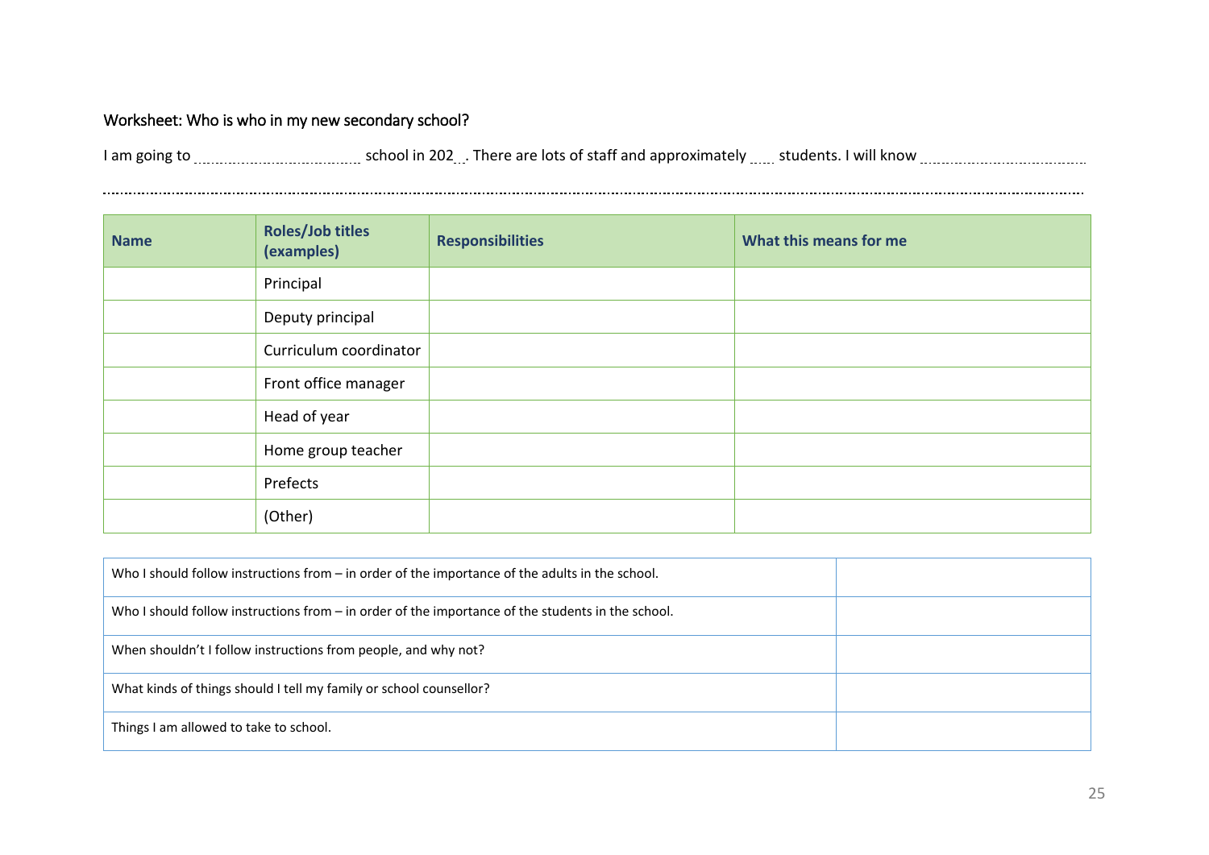Worksheet: Who is who in my new secondary school?

I am going to .................................... school in 202... There are lots of staff and approximately ..... students. I will know ....................................

......................................................................................................................................................................................................................................................

| Name | Roles/Job titles (examples) | Responsibilities | What this means for me |
| --- | --- | --- | --- |
| | Principal | | |
| | Deputy principal | | |
| | Curriculum coordinator | | |
| | Front office manager | | |
| | Head of year | | |
| | Home group teacher | | |
| | Prefects | | |
| | (Other) | | |

| | |
| --- | --- |
| Who I should follow instructions from – in order of the importance of the adults in the school. | |
| Who I should follow instructions from – in order of the importance of the students in the school. | |
| When shouldn't I follow instructions from people, and why not? | |
| What kinds of things should I tell my family or school counsellor? | |
| Things I am allowed to take to school. | |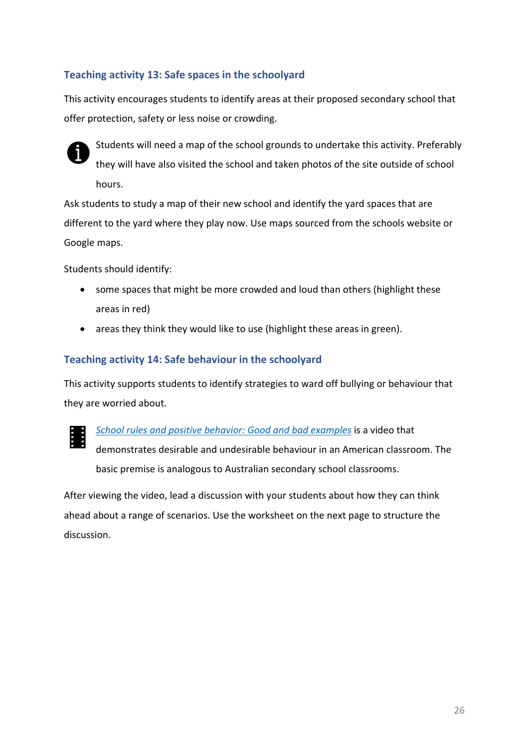### Teaching activity 13: Safe spaces in the schoolyard

This activity encourages students to identify areas at their proposed secondary school that offer protection, safety or less noise or crowding.

Students will need a map of the school grounds to undertake this activity. Preferably they will have also visited the school and taken photos of the site outside of school hours.

Ask students to study a map of their new school and identify the yard spaces that are different to the yard where they play now. Use maps sourced from the schools website or Google maps.

Students should identify:

- some spaces that might be more crowded and loud than others (highlight these areas in red)
- areas they think they would like to use (highlight these areas in green).

### Teaching activity 14: Safe behaviour in the schoolyard

This activity supports students to identify strategies to ward off bullying or behaviour that they are worried about.

*School rules and positive behavior: Good and bad examples* is a video that demonstrates desirable and undesirable behaviour in an American classroom. The basic premise is analogous to Australian secondary school classrooms.

After viewing the video, lead a discussion with your students about how they can think ahead about a range of scenarios. Use the worksheet on the next page to structure the discussion.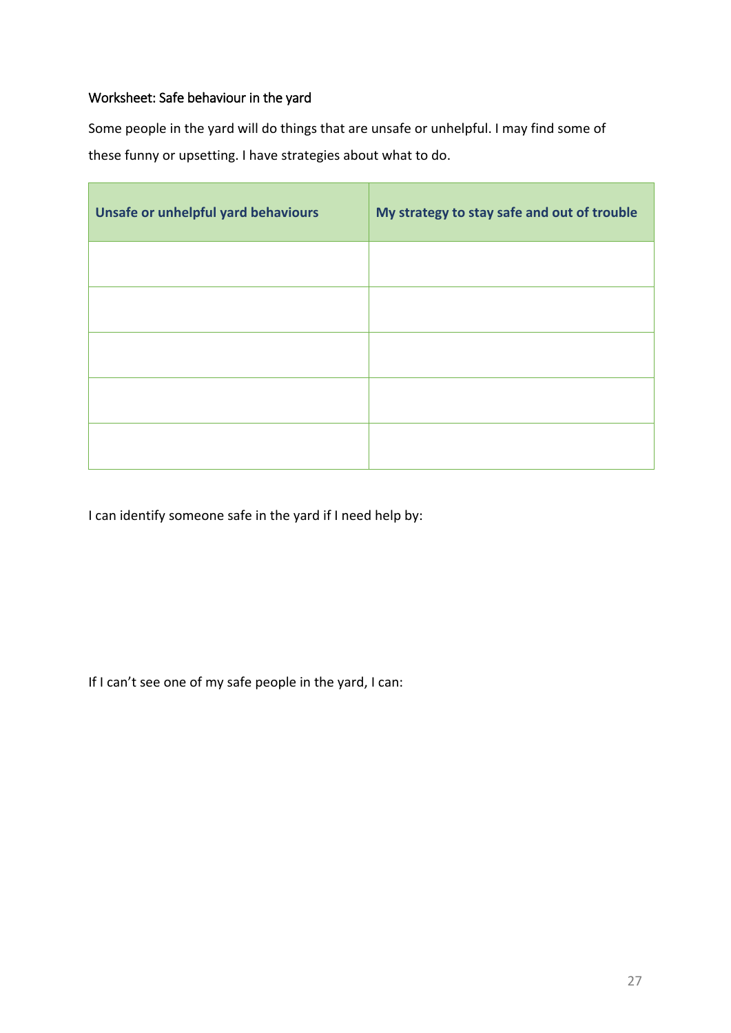## Worksheet: Safe behaviour in the yard

Some people in the yard will do things that are unsafe or unhelpful. I may find some of these funny or upsetting. I have strategies about what to do.

| Unsafe or unhelpful yard behaviours | My strategy to stay safe and out of trouble |
| --- | --- |
| | |
| | |
| | |
| | |
| | |

I can identify someone safe in the yard if I need help by:

If I can't see one of my safe people in the yard, I can: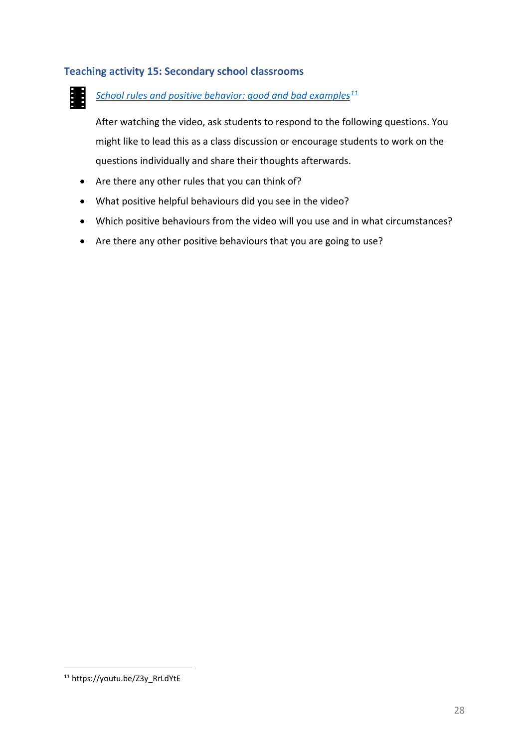### Teaching activity 15: Secondary school classrooms

*School rules and positive behavior: good and bad examples*[11]

After watching the video, ask students to respond to the following questions. You might like to lead this as a class discussion or encourage students to work on the questions individually and share their thoughts afterwards.

- Are there any other rules that you can think of?
- What positive helpful behaviours did you see in the video?
- Which positive behaviours from the video will you use and in what circumstances?
- Are there any other positive behaviours that you are going to use?

---

[11] https://youtu.be/Z3y_RrLdYtE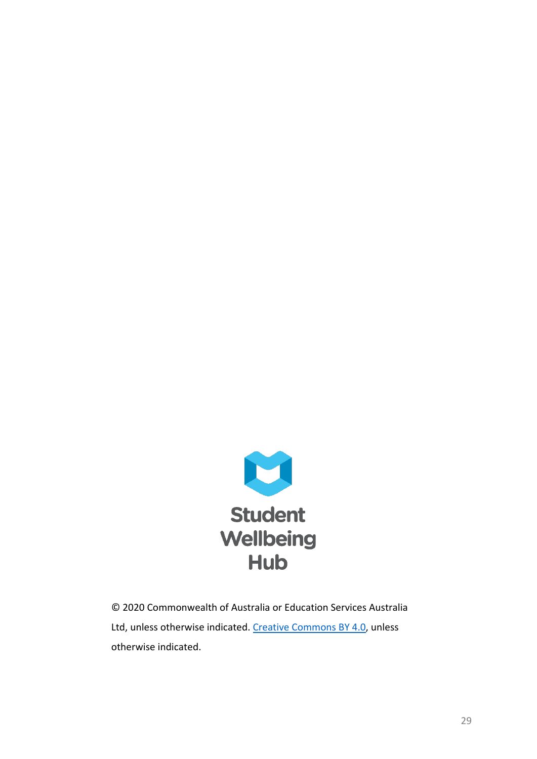Student Wellbeing Hub

© 2020 Commonwealth of Australia or Education Services Australia Ltd, unless otherwise indicated. Creative Commons BY 4.0, unless otherwise indicated.